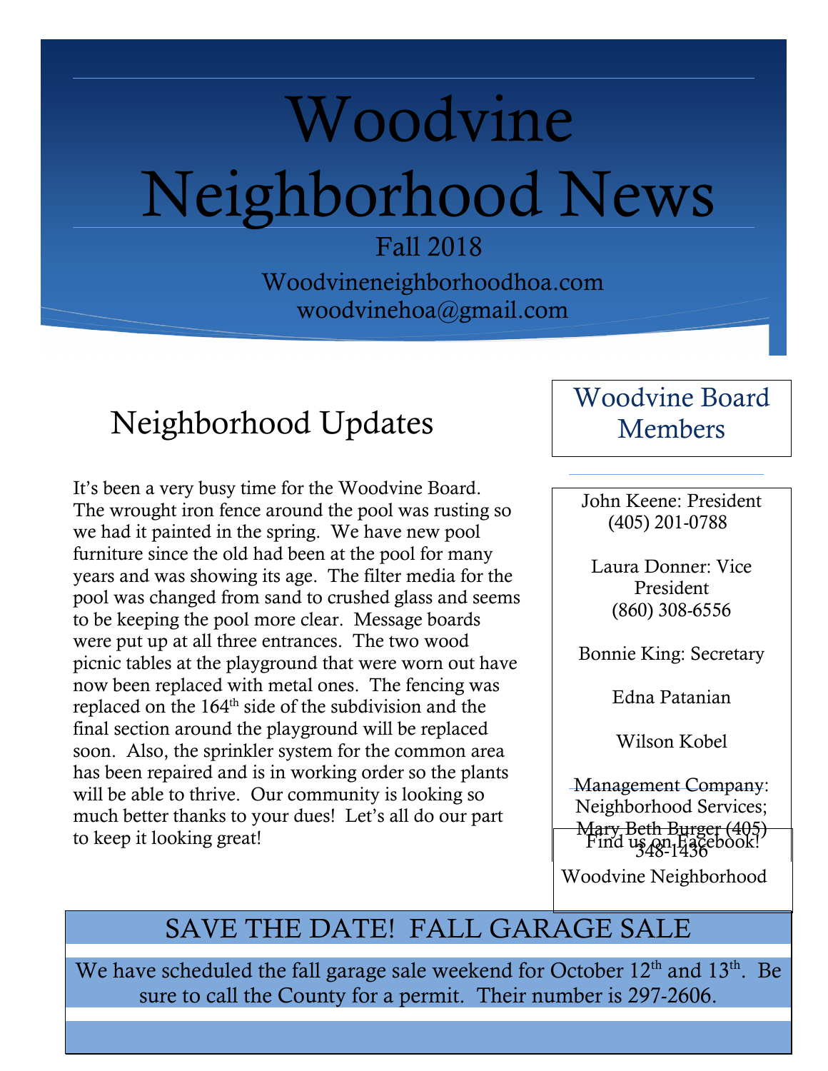# Woodvine Neighborhood News

Fall 2018

Woodvineneighborhoodhoa.com
woodvinehoa@gmail.com

## Neighborhood Updates

It's been a very busy time for the Woodvine Board. The wrought iron fence around the pool was rusting so we had it painted in the spring. We have new pool furniture since the old had been at the pool for many years and was showing its age. The filter media for the pool was changed from sand to crushed glass and seems to be keeping the pool more clear. Message boards were put up at all three entrances. The two wood picnic tables at the playground that were worn out have now been replaced with metal ones. The fencing was replaced on the 164th side of the subdivision and the final section around the playground will be replaced soon. Also, the sprinkler system for the common area has been repaired and is in working order so the plants will be able to thrive. Our community is looking so much better thanks to your dues! Let's all do our part to keep it looking great!

## Woodvine Board Members

John Keene: President
(405) 201-0788

Laura Donner: Vice President
(860) 308-6556

Bonnie King: Secretary

Edna Patanian

Wilson Kobel

Management Company: Neighborhood Services; Mary Beth Burger (405) 348-1436

Find us on Facebook!
Woodvine Neighborhood

## SAVE THE DATE! FALL GARAGE SALE

We have scheduled the fall garage sale weekend for October 12th and 13th. Be sure to call the County for a permit. Their number is 297-2606.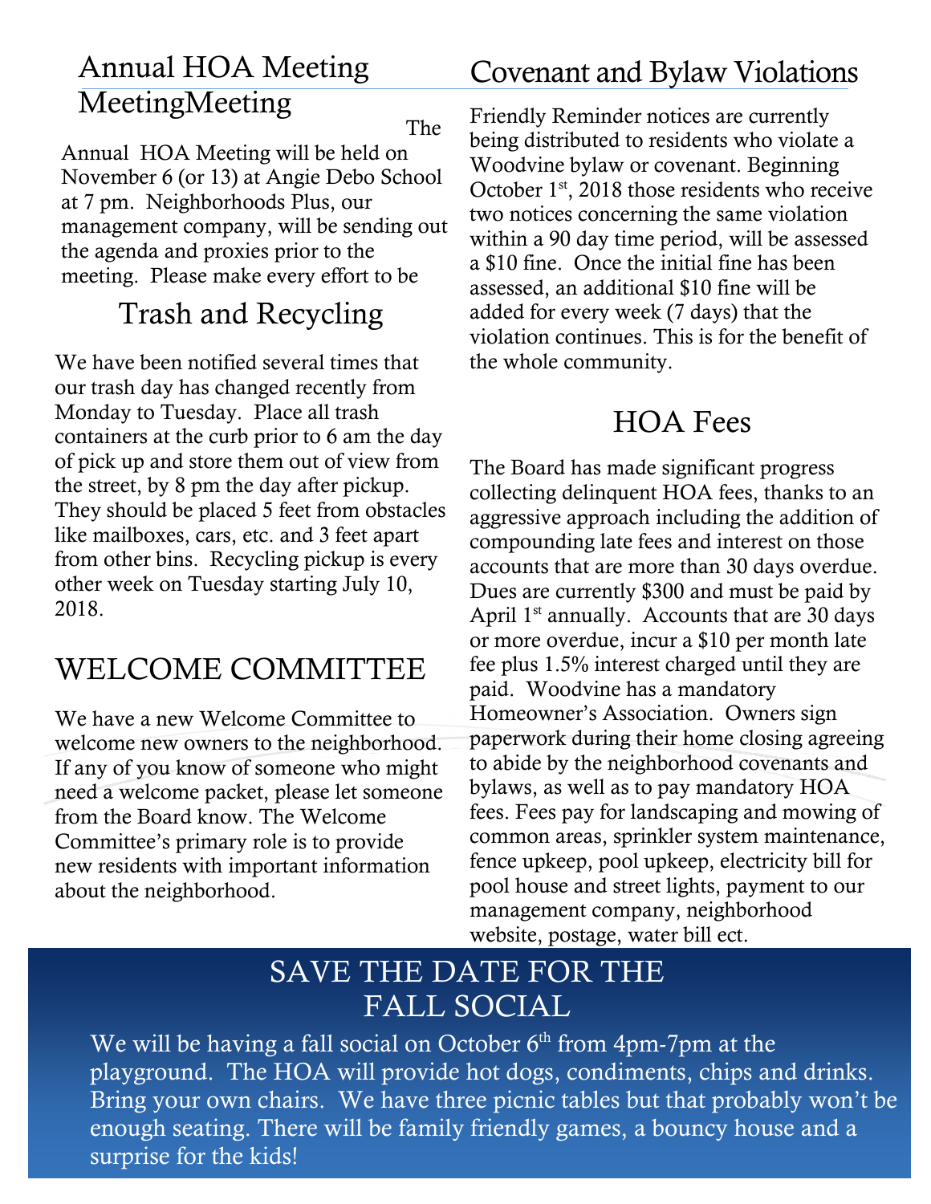## Annual HOA Meeting MeetingMeeting

The Annual HOA Meeting will be held on November 6 (or 13) at Angie Debo School at 7 pm. Neighborhoods Plus, our management company, will be sending out the agenda and proxies prior to the meeting. Please make every effort to be

## Trash and Recycling

We have been notified several times that our trash day has changed recently from Monday to Tuesday. Place all trash containers at the curb prior to 6 am the day of pick up and store them out of view from the street, by 8 pm the day after pickup. They should be placed 5 feet from obstacles like mailboxes, cars, etc. and 3 feet apart from other bins. Recycling pickup is every other week on Tuesday starting July 10, 2018.

## WELCOME COMMITTEE

We have a new Welcome Committee to welcome new owners to the neighborhood. If any of you know of someone who might need a welcome packet, please let someone from the Board know. The Welcome Committee's primary role is to provide new residents with important information about the neighborhood.

## Covenant and Bylaw Violations

Friendly Reminder notices are currently being distributed to residents who violate a Woodvine bylaw or covenant. Beginning October 1st, 2018 those residents who receive two notices concerning the same violation within a 90 day time period, will be assessed a $10 fine. Once the initial fine has been assessed, an additional $10 fine will be added for every week (7 days) that the violation continues. This is for the benefit of the whole community.

## HOA Fees

The Board has made significant progress collecting delinquent HOA fees, thanks to an aggressive approach including the addition of compounding late fees and interest on those accounts that are more than 30 days overdue. Dues are currently $300 and must be paid by April 1st annually. Accounts that are 30 days or more overdue, incur a $10 per month late fee plus 1.5% interest charged until they are paid. Woodvine has a mandatory Homeowner's Association. Owners sign paperwork during their home closing agreeing to abide by the neighborhood covenants and bylaws, as well as to pay mandatory HOA fees. Fees pay for landscaping and mowing of common areas, sprinkler system maintenance, fence upkeep, pool upkeep, electricity bill for pool house and street lights, payment to our management company, neighborhood website, postage, water bill ect.

## SAVE THE DATE FOR THE FALL SOCIAL

We will be having a fall social on October 6th from 4pm-7pm at the playground. The HOA will provide hot dogs, condiments, chips and drinks. Bring your own chairs. We have three picnic tables but that probably won't be enough seating. There will be family friendly games, a bouncy house and a surprise for the kids!